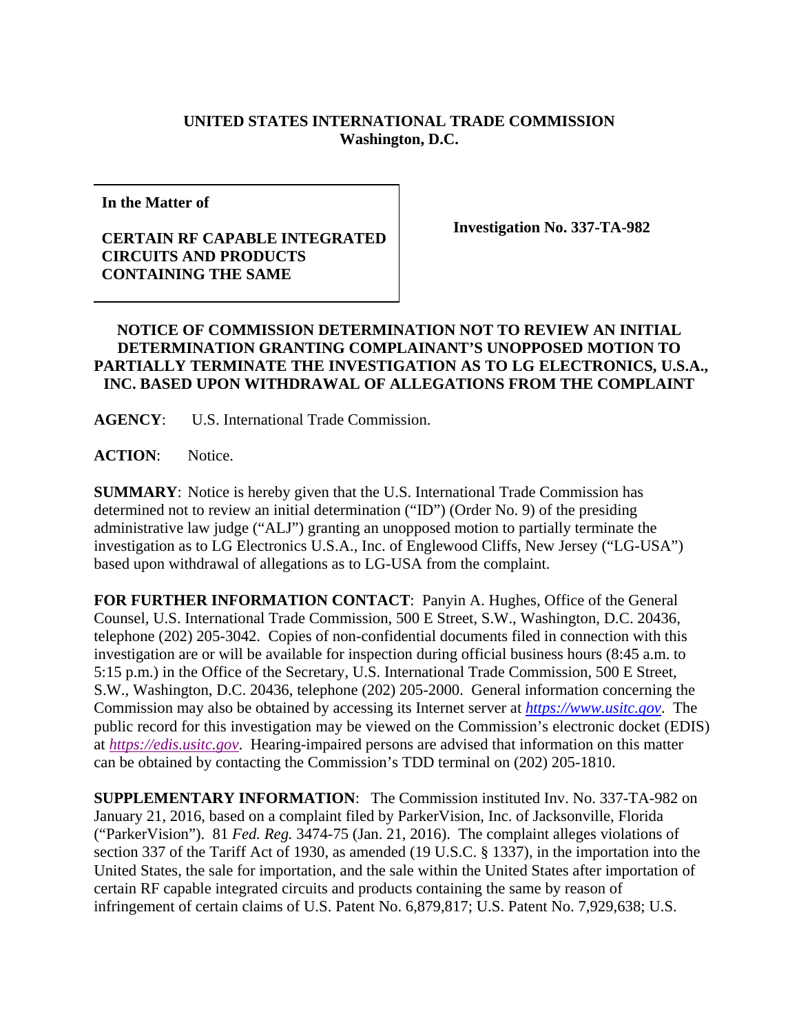**UNITED STATES INTERNATIONAL TRADE COMMISSION**
**Washington, D.C.**

**In the Matter of**

**CERTAIN RF CAPABLE INTEGRATED CIRCUITS AND PRODUCTS CONTAINING THE SAME**

**Investigation No. 337-TA-982**

**NOTICE OF COMMISSION DETERMINATION NOT TO REVIEW AN INITIAL DETERMINATION GRANTING COMPLAINANT'S UNOPPOSED MOTION TO PARTIALLY TERMINATE THE INVESTIGATION AS TO LG ELECTRONICS, U.S.A., INC. BASED UPON WITHDRAWAL OF ALLEGATIONS FROM THE COMPLAINT**

**AGENCY**: U.S. International Trade Commission.

**ACTION**: Notice.

**SUMMARY**: Notice is hereby given that the U.S. International Trade Commission has determined not to review an initial determination ("ID") (Order No. 9) of the presiding administrative law judge ("ALJ") granting an unopposed motion to partially terminate the investigation as to LG Electronics U.S.A., Inc. of Englewood Cliffs, New Jersey ("LG-USA") based upon withdrawal of allegations as to LG-USA from the complaint.

**FOR FURTHER INFORMATION CONTACT**: Panyin A. Hughes, Office of the General Counsel, U.S. International Trade Commission, 500 E Street, S.W., Washington, D.C. 20436, telephone (202) 205-3042. Copies of non-confidential documents filed in connection with this investigation are or will be available for inspection during official business hours (8:45 a.m. to 5:15 p.m.) in the Office of the Secretary, U.S. International Trade Commission, 500 E Street, S.W., Washington, D.C. 20436, telephone (202) 205-2000. General information concerning the Commission may also be obtained by accessing its Internet server at *https://www.usitc.gov*. The public record for this investigation may be viewed on the Commission's electronic docket (EDIS) at *https://edis.usitc.gov*. Hearing-impaired persons are advised that information on this matter can be obtained by contacting the Commission's TDD terminal on (202) 205-1810.

**SUPPLEMENTARY INFORMATION**: The Commission instituted Inv. No. 337-TA-982 on January 21, 2016, based on a complaint filed by ParkerVision, Inc. of Jacksonville, Florida ("ParkerVision"). 81 *Fed. Reg.* 3474-75 (Jan. 21, 2016). The complaint alleges violations of section 337 of the Tariff Act of 1930, as amended (19 U.S.C. § 1337), in the importation into the United States, the sale for importation, and the sale within the United States after importation of certain RF capable integrated circuits and products containing the same by reason of infringement of certain claims of U.S. Patent No. 6,879,817; U.S. Patent No. 7,929,638; U.S.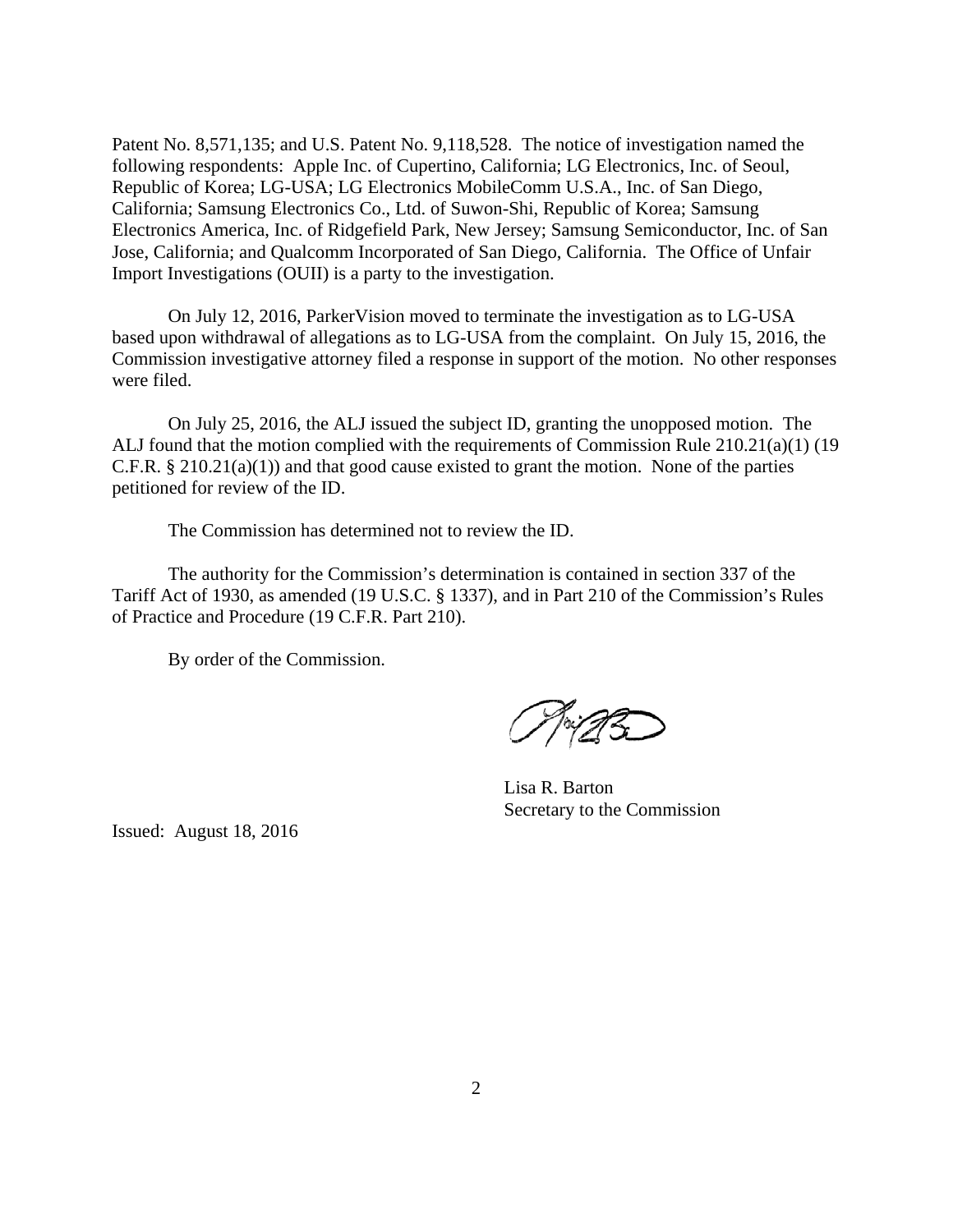Patent No. 8,571,135; and U.S. Patent No. 9,118,528. The notice of investigation named the following respondents: Apple Inc. of Cupertino, California; LG Electronics, Inc. of Seoul, Republic of Korea; LG-USA; LG Electronics MobileComm U.S.A., Inc. of San Diego, California; Samsung Electronics Co., Ltd. of Suwon-Shi, Republic of Korea; Samsung Electronics America, Inc. of Ridgefield Park, New Jersey; Samsung Semiconductor, Inc. of San Jose, California; and Qualcomm Incorporated of San Diego, California. The Office of Unfair Import Investigations (OUII) is a party to the investigation.

On July 12, 2016, ParkerVision moved to terminate the investigation as to LG-USA based upon withdrawal of allegations as to LG-USA from the complaint. On July 15, 2016, the Commission investigative attorney filed a response in support of the motion. No other responses were filed.

On July 25, 2016, the ALJ issued the subject ID, granting the unopposed motion. The ALJ found that the motion complied with the requirements of Commission Rule 210.21(a)(1) (19 C.F.R. § 210.21(a)(1)) and that good cause existed to grant the motion. None of the parties petitioned for review of the ID.

The Commission has determined not to review the ID.

The authority for the Commission's determination is contained in section 337 of the Tariff Act of 1930, as amended (19 U.S.C. § 1337), and in Part 210 of the Commission's Rules of Practice and Procedure (19 C.F.R. Part 210).

By order of the Commission.

Lisa R. Barton
Secretary to the Commission

Issued: August 18, 2016